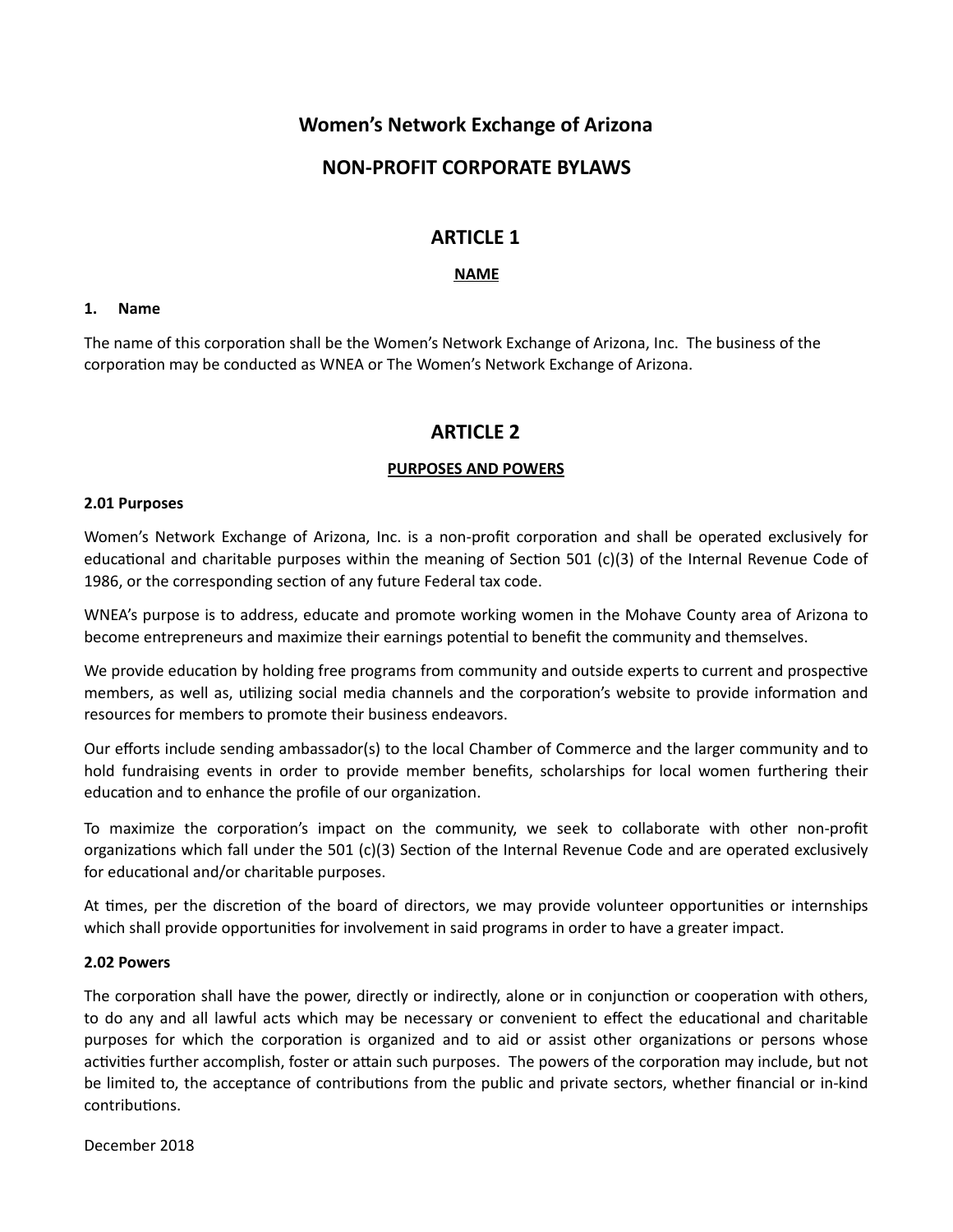# Women's Network Exchange of Arizona

# NON-PROFIT CORPORATE BYLAWS

## ARTICLE 1

### NAME

**1. Name**

The name of this corporation shall be the Women's Network Exchange of Arizona, Inc. The business of the corporation may be conducted as WNEA or The Women's Network Exchange of Arizona.

## ARTICLE 2

### PURPOSES AND POWERS

**2.01 Purposes**

Women's Network Exchange of Arizona, Inc. is a non-profit corporation and shall be operated exclusively for educational and charitable purposes within the meaning of Section 501 (c)(3) of the Internal Revenue Code of 1986, or the corresponding section of any future Federal tax code.

WNEA's purpose is to address, educate and promote working women in the Mohave County area of Arizona to become entrepreneurs and maximize their earnings potential to benefit the community and themselves.

We provide education by holding free programs from community and outside experts to current and prospective members, as well as, utilizing social media channels and the corporation's website to provide information and resources for members to promote their business endeavors.

Our efforts include sending ambassador(s) to the local Chamber of Commerce and the larger community and to hold fundraising events in order to provide member benefits, scholarships for local women furthering their education and to enhance the profile of our organization.

To maximize the corporation's impact on the community, we seek to collaborate with other non-profit organizations which fall under the 501 (c)(3) Section of the Internal Revenue Code and are operated exclusively for educational and/or charitable purposes.

At times, per the discretion of the board of directors, we may provide volunteer opportunities or internships which shall provide opportunities for involvement in said programs in order to have a greater impact.

**2.02 Powers**

The corporation shall have the power, directly or indirectly, alone or in conjunction or cooperation with others, to do any and all lawful acts which may be necessary or convenient to effect the educational and charitable purposes for which the corporation is organized and to aid or assist other organizations or persons whose activities further accomplish, foster or attain such purposes. The powers of the corporation may include, but not be limited to, the acceptance of contributions from the public and private sectors, whether financial or in-kind contributions.

December 2018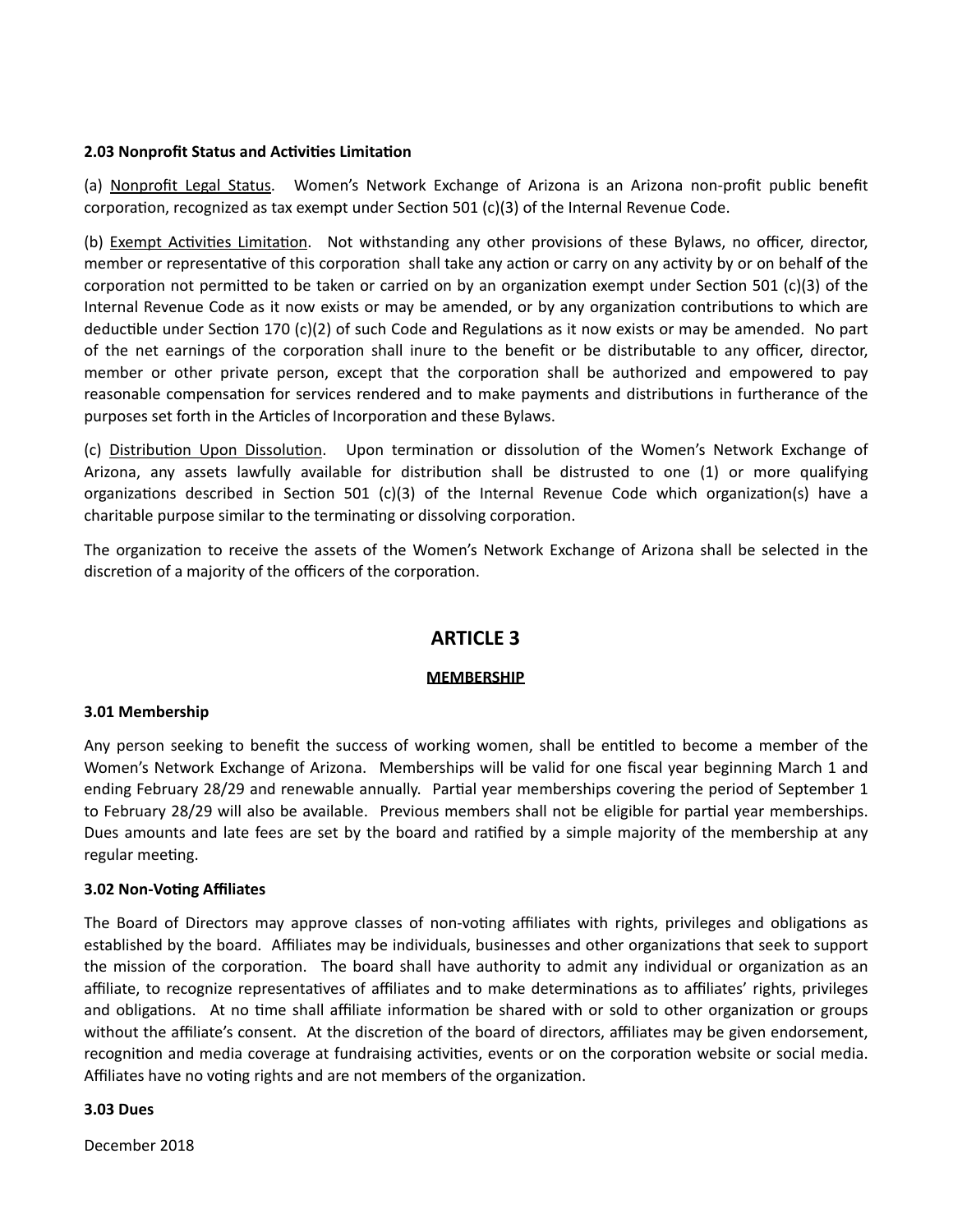**2.03 Nonprofit Status and Activities Limitation**

(a) Nonprofit Legal Status. Women's Network Exchange of Arizona is an Arizona non-profit public benefit corporation, recognized as tax exempt under Section 501 (c)(3) of the Internal Revenue Code.

(b) Exempt Activities Limitation. Not withstanding any other provisions of these Bylaws, no officer, director, member or representative of this corporation shall take any action or carry on any activity by or on behalf of the corporation not permitted to be taken or carried on by an organization exempt under Section 501 (c)(3) of the Internal Revenue Code as it now exists or may be amended, or by any organization contributions to which are deductible under Section 170 (c)(2) of such Code and Regulations as it now exists or may be amended. No part of the net earnings of the corporation shall inure to the benefit or be distributable to any officer, director, member or other private person, except that the corporation shall be authorized and empowered to pay reasonable compensation for services rendered and to make payments and distributions in furtherance of the purposes set forth in the Articles of Incorporation and these Bylaws.

(c) Distribution Upon Dissolution. Upon termination or dissolution of the Women's Network Exchange of Arizona, any assets lawfully available for distribution shall be distrusted to one (1) or more qualifying organizations described in Section 501 (c)(3) of the Internal Revenue Code which organization(s) have a charitable purpose similar to the terminating or dissolving corporation.

The organization to receive the assets of the Women's Network Exchange of Arizona shall be selected in the discretion of a majority of the officers of the corporation.

## ARTICLE 3

**MEMBERSHIP**

**3.01 Membership**

Any person seeking to benefit the success of working women, shall be entitled to become a member of the Women's Network Exchange of Arizona. Memberships will be valid for one fiscal year beginning March 1 and ending February 28/29 and renewable annually. Partial year memberships covering the period of September 1 to February 28/29 will also be available. Previous members shall not be eligible for partial year memberships. Dues amounts and late fees are set by the board and ratified by a simple majority of the membership at any regular meeting.

**3.02 Non-Voting Affiliates**

The Board of Directors may approve classes of non-voting affiliates with rights, privileges and obligations as established by the board. Affiliates may be individuals, businesses and other organizations that seek to support the mission of the corporation. The board shall have authority to admit any individual or organization as an affiliate, to recognize representatives of affiliates and to make determinations as to affiliates' rights, privileges and obligations. At no time shall affiliate information be shared with or sold to other organization or groups without the affiliate's consent. At the discretion of the board of directors, affiliates may be given endorsement, recognition and media coverage at fundraising activities, events or on the corporation website or social media. Affiliates have no voting rights and are not members of the organization.

**3.03 Dues**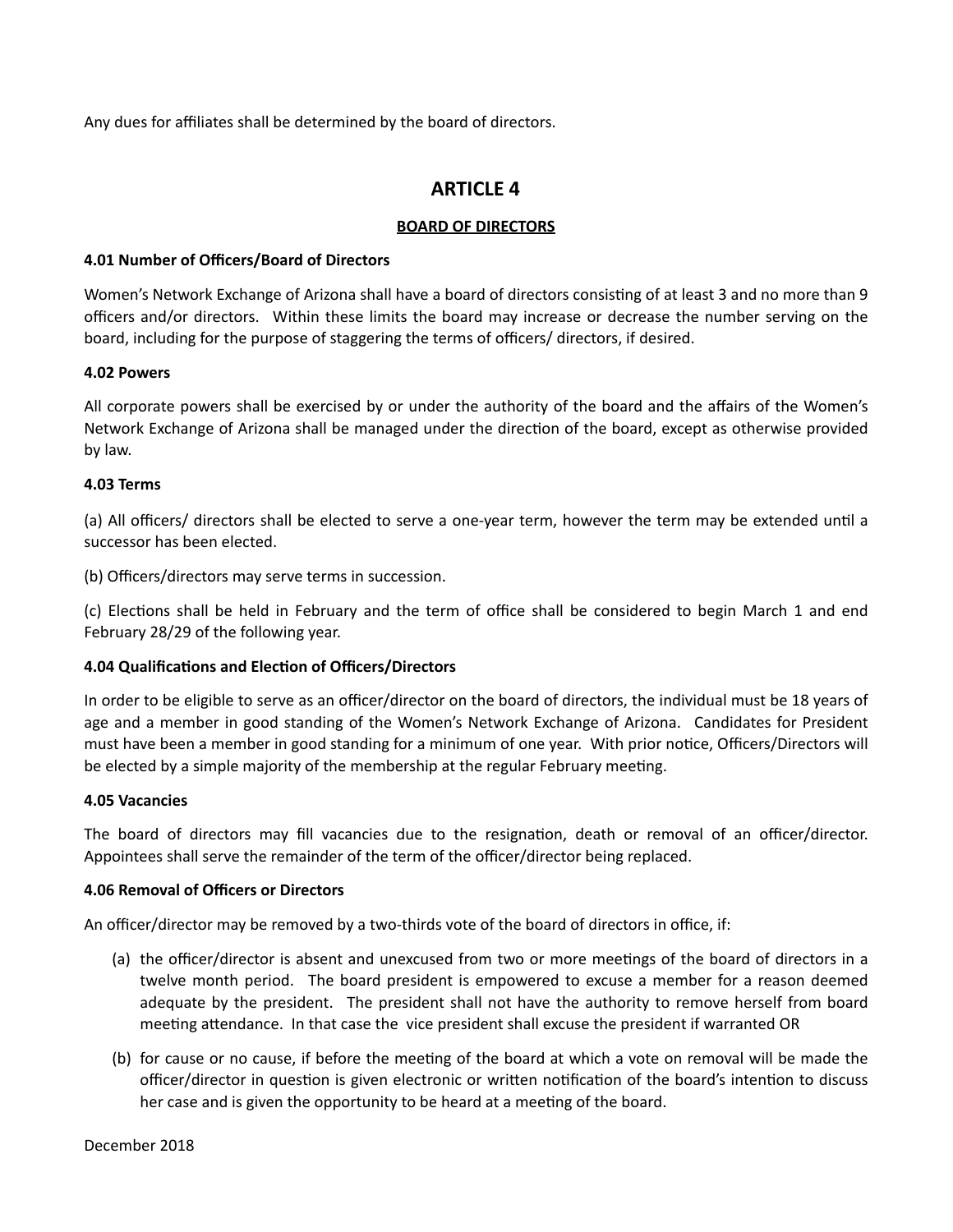Any dues for affiliates shall be determined by the board of directors.

## ARTICLE 4

**BOARD OF DIRECTORS**

**4.01 Number of Officers/Board of Directors**

Women's Network Exchange of Arizona shall have a board of directors consisting of at least 3 and no more than 9 officers and/or directors. Within these limits the board may increase or decrease the number serving on the board, including for the purpose of staggering the terms of officers/ directors, if desired.

**4.02 Powers**

All corporate powers shall be exercised by or under the authority of the board and the affairs of the Women's Network Exchange of Arizona shall be managed under the direction of the board, except as otherwise provided by law.

**4.03 Terms**

(a) All officers/ directors shall be elected to serve a one-year term, however the term may be extended until a successor has been elected.

(b) Officers/directors may serve terms in succession.

(c) Elections shall be held in February and the term of office shall be considered to begin March 1 and end February 28/29 of the following year.

**4.04 Qualifications and Election of Officers/Directors**

In order to be eligible to serve as an officer/director on the board of directors, the individual must be 18 years of age and a member in good standing of the Women's Network Exchange of Arizona. Candidates for President must have been a member in good standing for a minimum of one year. With prior notice, Officers/Directors will be elected by a simple majority of the membership at the regular February meeting.

**4.05 Vacancies**

The board of directors may fill vacancies due to the resignation, death or removal of an officer/director. Appointees shall serve the remainder of the term of the officer/director being replaced.

**4.06 Removal of Officers or Directors**

An officer/director may be removed by a two-thirds vote of the board of directors in office, if:

(a) the officer/director is absent and unexcused from two or more meetings of the board of directors in a twelve month period. The board president is empowered to excuse a member for a reason deemed adequate by the president. The president shall not have the authority to remove herself from board meeting attendance. In that case the vice president shall excuse the president if warranted OR

(b) for cause or no cause, if before the meeting of the board at which a vote on removal will be made the officer/director in question is given electronic or written notification of the board's intention to discuss her case and is given the opportunity to be heard at a meeting of the board.

December 2018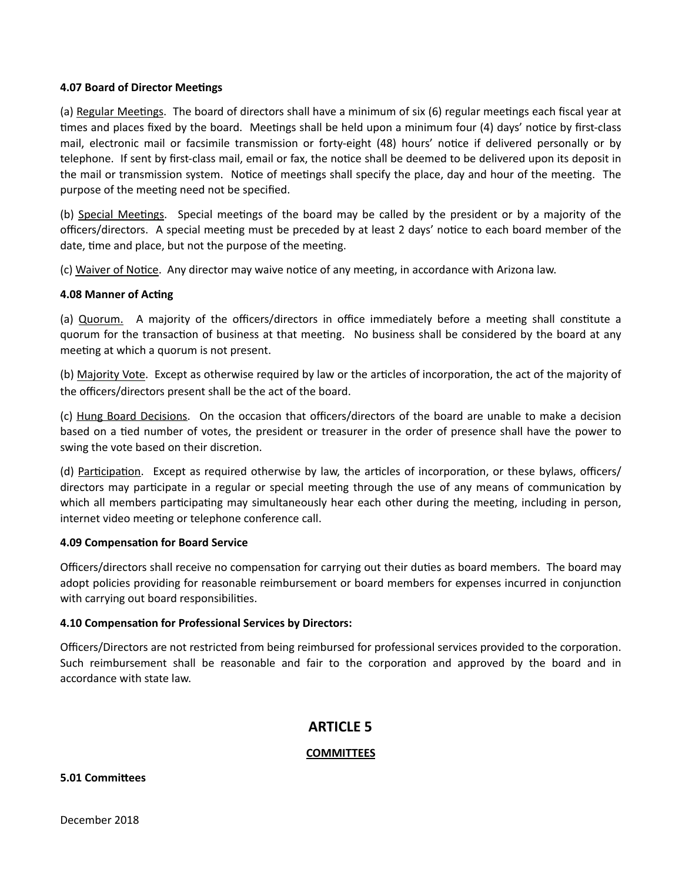**4.07 Board of Director Meetings**

(a) Regular Meetings. The board of directors shall have a minimum of six (6) regular meetings each fiscal year at times and places fixed by the board. Meetings shall be held upon a minimum four (4) days' notice by first-class mail, electronic mail or facsimile transmission or forty-eight (48) hours' notice if delivered personally or by telephone. If sent by first-class mail, email or fax, the notice shall be deemed to be delivered upon its deposit in the mail or transmission system. Notice of meetings shall specify the place, day and hour of the meeting. The purpose of the meeting need not be specified.

(b) Special Meetings. Special meetings of the board may be called by the president or by a majority of the officers/directors. A special meeting must be preceded by at least 2 days' notice to each board member of the date, time and place, but not the purpose of the meeting.

(c) Waiver of Notice. Any director may waive notice of any meeting, in accordance with Arizona law.

**4.08 Manner of Acting**

(a) Quorum. A majority of the officers/directors in office immediately before a meeting shall constitute a quorum for the transaction of business at that meeting. No business shall be considered by the board at any meeting at which a quorum is not present.

(b) Majority Vote. Except as otherwise required by law or the articles of incorporation, the act of the majority of the officers/directors present shall be the act of the board.

(c) Hung Board Decisions. On the occasion that officers/directors of the board are unable to make a decision based on a tied number of votes, the president or treasurer in the order of presence shall have the power to swing the vote based on their discretion.

(d) Participation. Except as required otherwise by law, the articles of incorporation, or these bylaws, officers/ directors may participate in a regular or special meeting through the use of any means of communication by which all members participating may simultaneously hear each other during the meeting, including in person, internet video meeting or telephone conference call.

**4.09 Compensation for Board Service**

Officers/directors shall receive no compensation for carrying out their duties as board members. The board may adopt policies providing for reasonable reimbursement or board members for expenses incurred in conjunction with carrying out board responsibilities.

**4.10 Compensation for Professional Services by Directors:**

Officers/Directors are not restricted from being reimbursed for professional services provided to the corporation. Such reimbursement shall be reasonable and fair to the corporation and approved by the board and in accordance with state law.

## ARTICLE 5

### COMMITTEES

**5.01 Committees**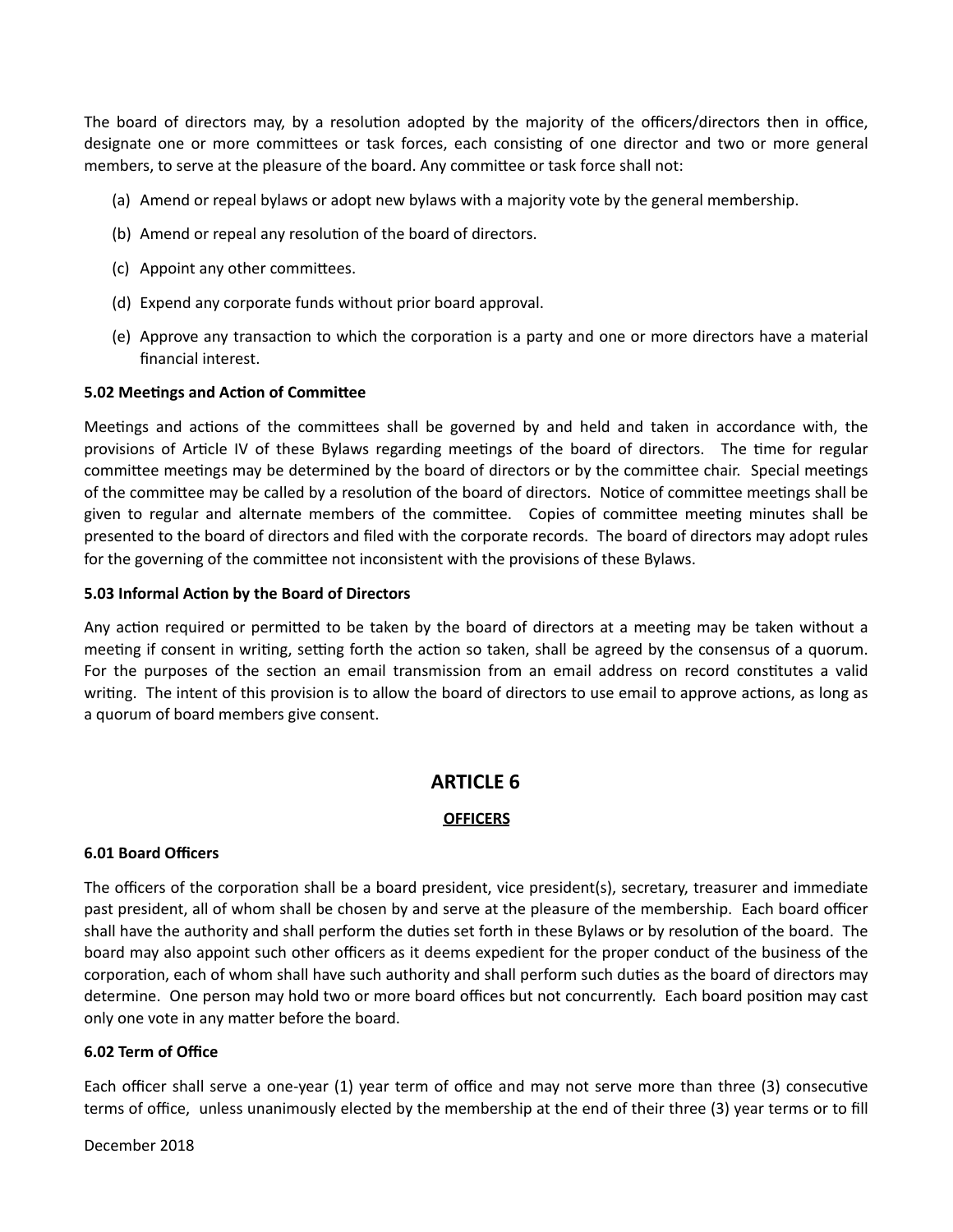The board of directors may, by a resolution adopted by the majority of the officers/directors then in office, designate one or more committees or task forces, each consisting of one director and two or more general members, to serve at the pleasure of the board. Any committee or task force shall not:

(a) Amend or repeal bylaws or adopt new bylaws with a majority vote by the general membership.

(b) Amend or repeal any resolution of the board of directors.

(c) Appoint any other committees.

(d) Expend any corporate funds without prior board approval.

(e) Approve any transaction to which the corporation is a party and one or more directors have a material financial interest.

**5.02 Meetings and Action of Committee**

Meetings and actions of the committees shall be governed by and held and taken in accordance with, the provisions of Article IV of these Bylaws regarding meetings of the board of directors. The time for regular committee meetings may be determined by the board of directors or by the committee chair. Special meetings of the committee may be called by a resolution of the board of directors. Notice of committee meetings shall be given to regular and alternate members of the committee. Copies of committee meeting minutes shall be presented to the board of directors and filed with the corporate records. The board of directors may adopt rules for the governing of the committee not inconsistent with the provisions of these Bylaws.

**5.03 Informal Action by the Board of Directors**

Any action required or permitted to be taken by the board of directors at a meeting may be taken without a meeting if consent in writing, setting forth the action so taken, shall be agreed by the consensus of a quorum. For the purposes of the section an email transmission from an email address on record constitutes a valid writing. The intent of this provision is to allow the board of directors to use email to approve actions, as long as a quorum of board members give consent.

## ARTICLE 6

**OFFICERS**

**6.01 Board Officers**

The officers of the corporation shall be a board president, vice president(s), secretary, treasurer and immediate past president, all of whom shall be chosen by and serve at the pleasure of the membership. Each board officer shall have the authority and shall perform the duties set forth in these Bylaws or by resolution of the board. The board may also appoint such other officers as it deems expedient for the proper conduct of the business of the corporation, each of whom shall have such authority and shall perform such duties as the board of directors may determine. One person may hold two or more board offices but not concurrently. Each board position may cast only one vote in any matter before the board.

**6.02 Term of Office**

Each officer shall serve a one-year (1) year term of office and may not serve more than three (3) consecutive terms of office, unless unanimously elected by the membership at the end of their three (3) year terms or to fill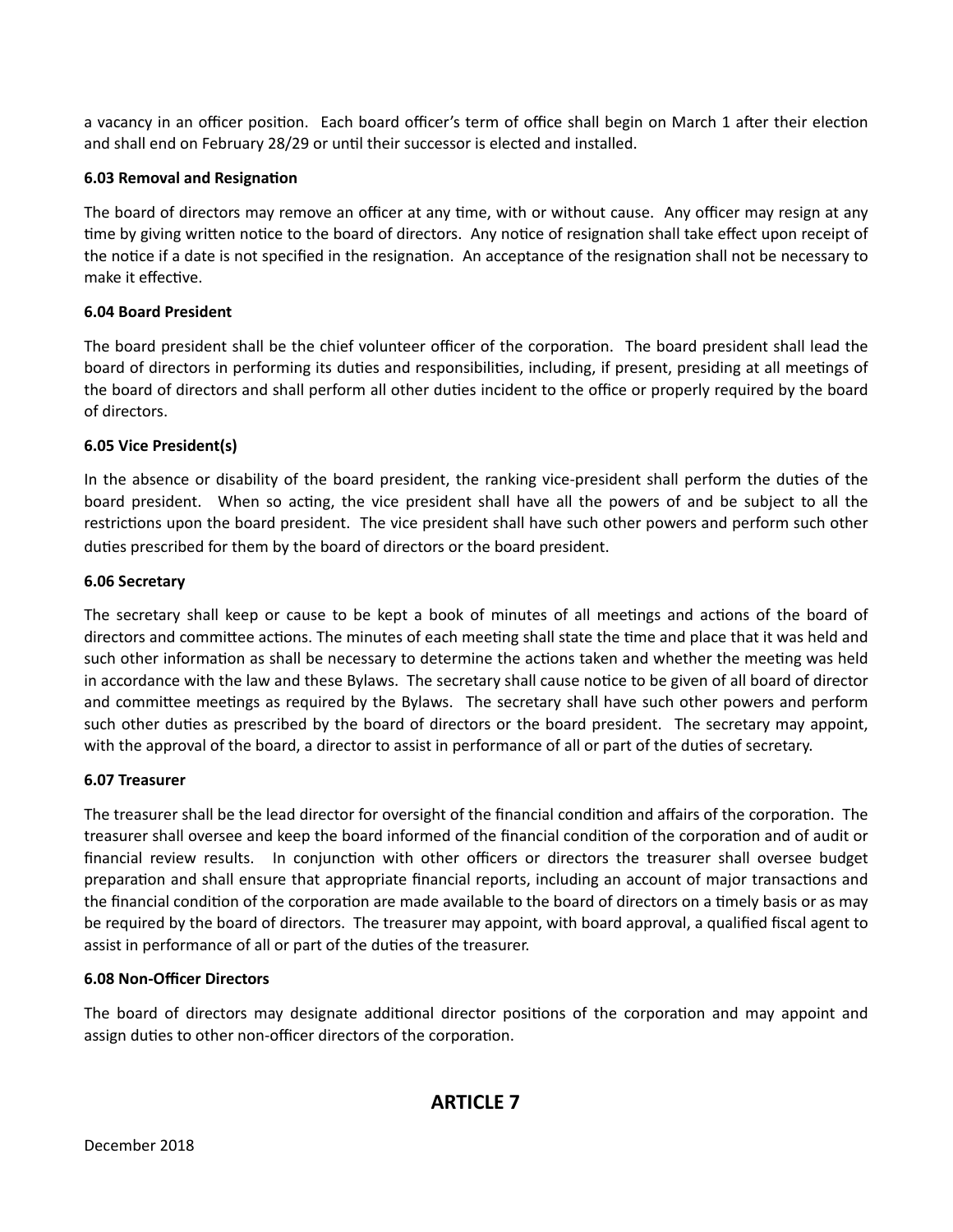a vacancy in an officer position. Each board officer's term of office shall begin on March 1 after their election and shall end on February 28/29 or until their successor is elected and installed.

**6.03 Removal and Resignation**

The board of directors may remove an officer at any time, with or without cause. Any officer may resign at any time by giving written notice to the board of directors. Any notice of resignation shall take effect upon receipt of the notice if a date is not specified in the resignation. An acceptance of the resignation shall not be necessary to make it effective.

**6.04 Board President**

The board president shall be the chief volunteer officer of the corporation. The board president shall lead the board of directors in performing its duties and responsibilities, including, if present, presiding at all meetings of the board of directors and shall perform all other duties incident to the office or properly required by the board of directors.

**6.05 Vice President(s)**

In the absence or disability of the board president, the ranking vice-president shall perform the duties of the board president. When so acting, the vice president shall have all the powers of and be subject to all the restrictions upon the board president. The vice president shall have such other powers and perform such other duties prescribed for them by the board of directors or the board president.

**6.06 Secretary**

The secretary shall keep or cause to be kept a book of minutes of all meetings and actions of the board of directors and committee actions. The minutes of each meeting shall state the time and place that it was held and such other information as shall be necessary to determine the actions taken and whether the meeting was held in accordance with the law and these Bylaws. The secretary shall cause notice to be given of all board of director and committee meetings as required by the Bylaws. The secretary shall have such other powers and perform such other duties as prescribed by the board of directors or the board president. The secretary may appoint, with the approval of the board, a director to assist in performance of all or part of the duties of secretary.

**6.07 Treasurer**

The treasurer shall be the lead director for oversight of the financial condition and affairs of the corporation. The treasurer shall oversee and keep the board informed of the financial condition of the corporation and of audit or financial review results. In conjunction with other officers or directors the treasurer shall oversee budget preparation and shall ensure that appropriate financial reports, including an account of major transactions and the financial condition of the corporation are made available to the board of directors on a timely basis or as may be required by the board of directors. The treasurer may appoint, with board approval, a qualified fiscal agent to assist in performance of all or part of the duties of the treasurer.

**6.08 Non-Officer Directors**

The board of directors may designate additional director positions of the corporation and may appoint and assign duties to other non-officer directors of the corporation.

## ARTICLE 7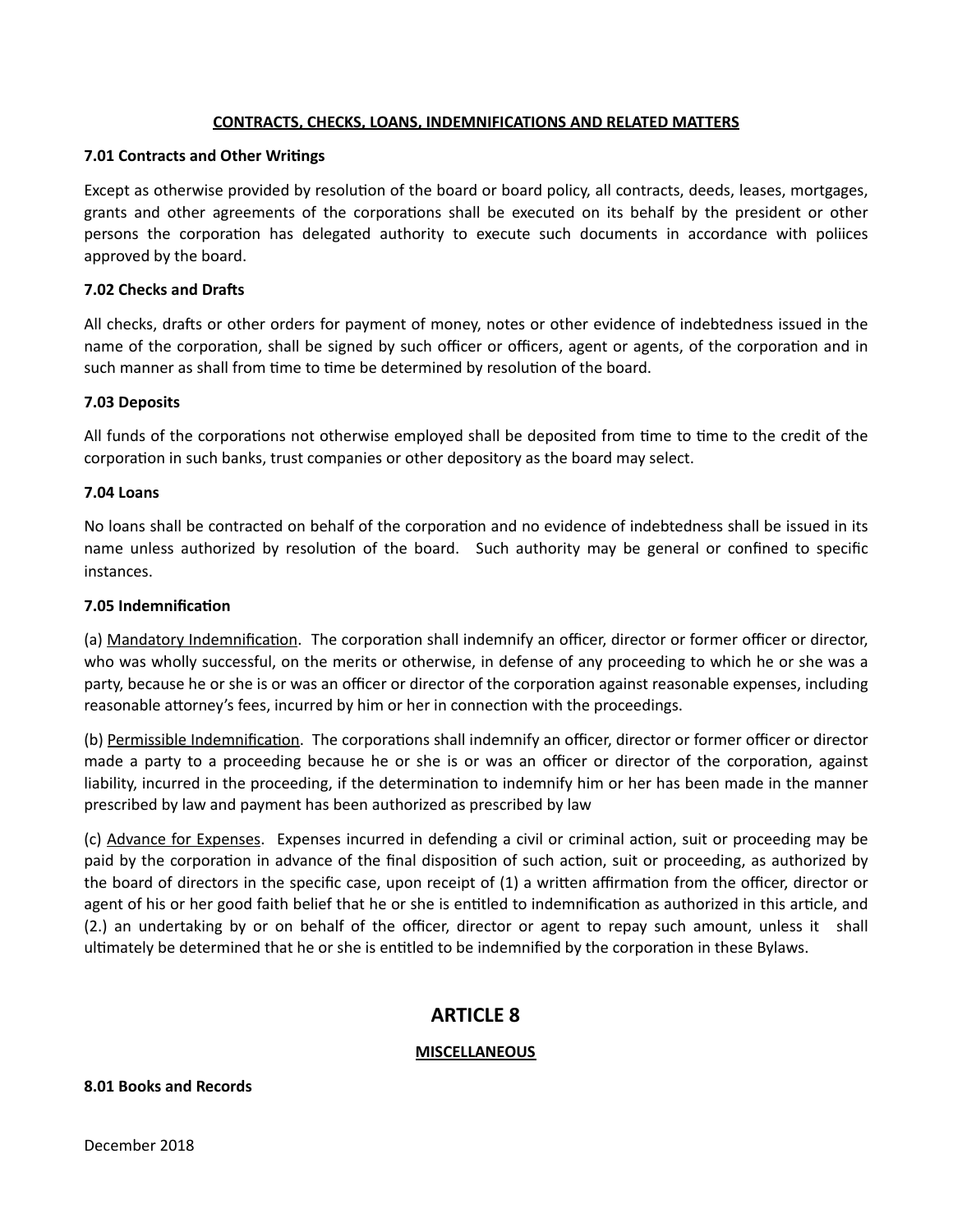**CONTRACTS, CHECKS, LOANS, INDEMNIFICATIONS AND RELATED MATTERS**

**7.01 Contracts and Other Writings**

Except as otherwise provided by resolution of the board or board policy, all contracts, deeds, leases, mortgages, grants and other agreements of the corporations shall be executed on its behalf by the president or other persons the corporation has delegated authority to execute such documents in accordance with poliices approved by the board.

**7.02 Checks and Drafts**

All checks, drafts or other orders for payment of money, notes or other evidence of indebtedness issued in the name of the corporation, shall be signed by such officer or officers, agent or agents, of the corporation and in such manner as shall from time to time be determined by resolution of the board.

**7.03 Deposits**

All funds of the corporations not otherwise employed shall be deposited from time to time to the credit of the corporation in such banks, trust companies or other depository as the board may select.

**7.04 Loans**

No loans shall be contracted on behalf of the corporation and no evidence of indebtedness shall be issued in its name unless authorized by resolution of the board. Such authority may be general or confined to specific instances.

**7.05 Indemnification**

(a) Mandatory Indemnification. The corporation shall indemnify an officer, director or former officer or director, who was wholly successful, on the merits or otherwise, in defense of any proceeding to which he or she was a party, because he or she is or was an officer or director of the corporation against reasonable expenses, including reasonable attorney's fees, incurred by him or her in connection with the proceedings.

(b) Permissible Indemnification. The corporations shall indemnify an officer, director or former officer or director made a party to a proceeding because he or she is or was an officer or director of the corporation, against liability, incurred in the proceeding, if the determination to indemnify him or her has been made in the manner prescribed by law and payment has been authorized as prescribed by law

(c) Advance for Expenses. Expenses incurred in defending a civil or criminal action, suit or proceeding may be paid by the corporation in advance of the final disposition of such action, suit or proceeding, as authorized by the board of directors in the specific case, upon receipt of (1) a written affirmation from the officer, director or agent of his or her good faith belief that he or she is entitled to indemnification as authorized in this article, and (2.) an undertaking by or on behalf of the officer, director or agent to repay such amount, unless it shall ultimately be determined that he or she is entitled to be indemnified by the corporation in these Bylaws.

## ARTICLE 8

**MISCELLANEOUS**

**8.01 Books and Records**

December 2018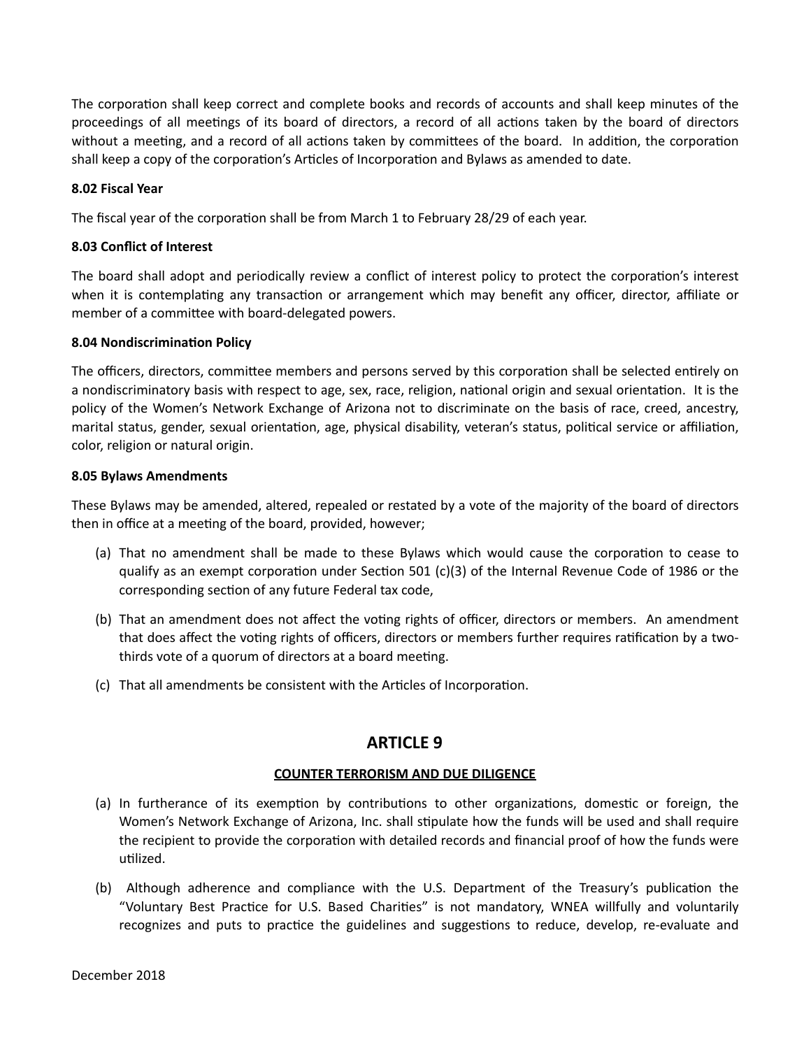The corporation shall keep correct and complete books and records of accounts and shall keep minutes of the proceedings of all meetings of its board of directors, a record of all actions taken by the board of directors without a meeting, and a record of all actions taken by committees of the board. In addition, the corporation shall keep a copy of the corporation's Articles of Incorporation and Bylaws as amended to date.

**8.02 Fiscal Year**

The fiscal year of the corporation shall be from March 1 to February 28/29 of each year.

**8.03 Conflict of Interest**

The board shall adopt and periodically review a conflict of interest policy to protect the corporation's interest when it is contemplating any transaction or arrangement which may benefit any officer, director, affiliate or member of a committee with board-delegated powers.

**8.04 Nondiscrimination Policy**

The officers, directors, committee members and persons served by this corporation shall be selected entirely on a nondiscriminatory basis with respect to age, sex, race, religion, national origin and sexual orientation. It is the policy of the Women's Network Exchange of Arizona not to discriminate on the basis of race, creed, ancestry, marital status, gender, sexual orientation, age, physical disability, veteran's status, political service or affiliation, color, religion or natural origin.

**8.05 Bylaws Amendments**

These Bylaws may be amended, altered, repealed or restated by a vote of the majority of the board of directors then in office at a meeting of the board, provided, however;

(a) That no amendment shall be made to these Bylaws which would cause the corporation to cease to qualify as an exempt corporation under Section 501 (c)(3) of the Internal Revenue Code of 1986 or the corresponding section of any future Federal tax code,

(b) That an amendment does not affect the voting rights of officer, directors or members. An amendment that does affect the voting rights of officers, directors or members further requires ratification by a two-thirds vote of a quorum of directors at a board meeting.

(c) That all amendments be consistent with the Articles of Incorporation.

## ARTICLE 9

**COUNTER TERRORISM AND DUE DILIGENCE**

(a) In furtherance of its exemption by contributions to other organizations, domestic or foreign, the Women's Network Exchange of Arizona, Inc. shall stipulate how the funds will be used and shall require the recipient to provide the corporation with detailed records and financial proof of how the funds were utilized.

(b) Although adherence and compliance with the U.S. Department of the Treasury's publication the "Voluntary Best Practice for U.S. Based Charities" is not mandatory, WNEA willfully and voluntarily recognizes and puts to practice the guidelines and suggestions to reduce, develop, re-evaluate and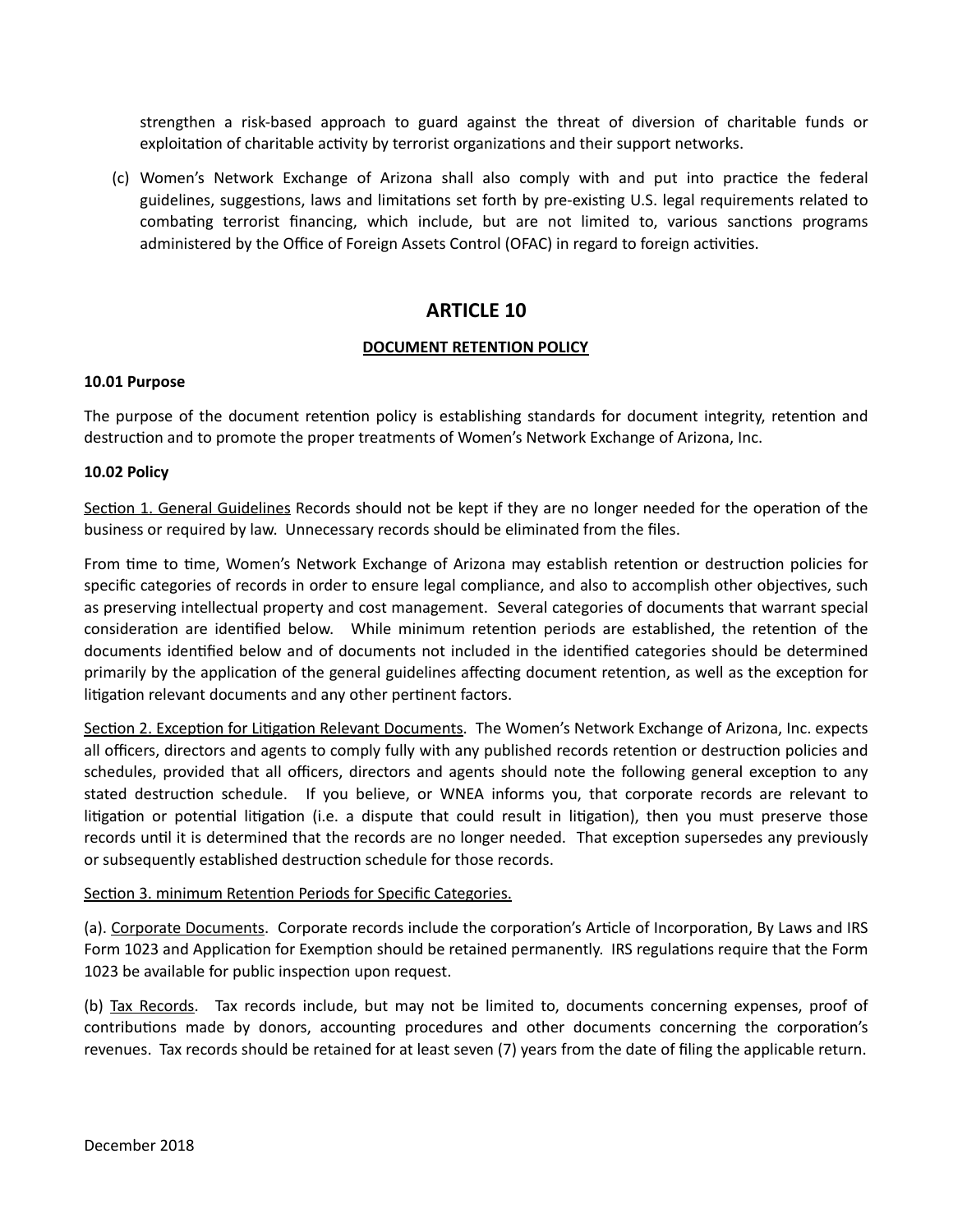strengthen a risk-based approach to guard against the threat of diversion of charitable funds or exploitation of charitable activity by terrorist organizations and their support networks.

(c) Women's Network Exchange of Arizona shall also comply with and put into practice the federal guidelines, suggestions, laws and limitations set forth by pre-existing U.S. legal requirements related to combating terrorist financing, which include, but are not limited to, various sanctions programs administered by the Office of Foreign Assets Control (OFAC) in regard to foreign activities.

# ARTICLE 10

## DOCUMENT RETENTION POLICY

**10.01 Purpose**

The purpose of the document retention policy is establishing standards for document integrity, retention and destruction and to promote the proper treatments of Women's Network Exchange of Arizona, Inc.

**10.02 Policy**

Section 1. General Guidelines Records should not be kept if they are no longer needed for the operation of the business or required by law. Unnecessary records should be eliminated from the files.

From time to time, Women's Network Exchange of Arizona may establish retention or destruction policies for specific categories of records in order to ensure legal compliance, and also to accomplish other objectives, such as preserving intellectual property and cost management. Several categories of documents that warrant special consideration are identified below. While minimum retention periods are established, the retention of the documents identified below and of documents not included in the identified categories should be determined primarily by the application of the general guidelines affecting document retention, as well as the exception for litigation relevant documents and any other pertinent factors.

Section 2. Exception for Litigation Relevant Documents. The Women's Network Exchange of Arizona, Inc. expects all officers, directors and agents to comply fully with any published records retention or destruction policies and schedules, provided that all officers, directors and agents should note the following general exception to any stated destruction schedule. If you believe, or WNEA informs you, that corporate records are relevant to litigation or potential litigation (i.e. a dispute that could result in litigation), then you must preserve those records until it is determined that the records are no longer needed. That exception supersedes any previously or subsequently established destruction schedule for those records.

Section 3. minimum Retention Periods for Specific Categories.

(a). Corporate Documents. Corporate records include the corporation's Article of Incorporation, By Laws and IRS Form 1023 and Application for Exemption should be retained permanently. IRS regulations require that the Form 1023 be available for public inspection upon request.

(b) Tax Records. Tax records include, but may not be limited to, documents concerning expenses, proof of contributions made by donors, accounting procedures and other documents concerning the corporation's revenues. Tax records should be retained for at least seven (7) years from the date of filing the applicable return.

December 2018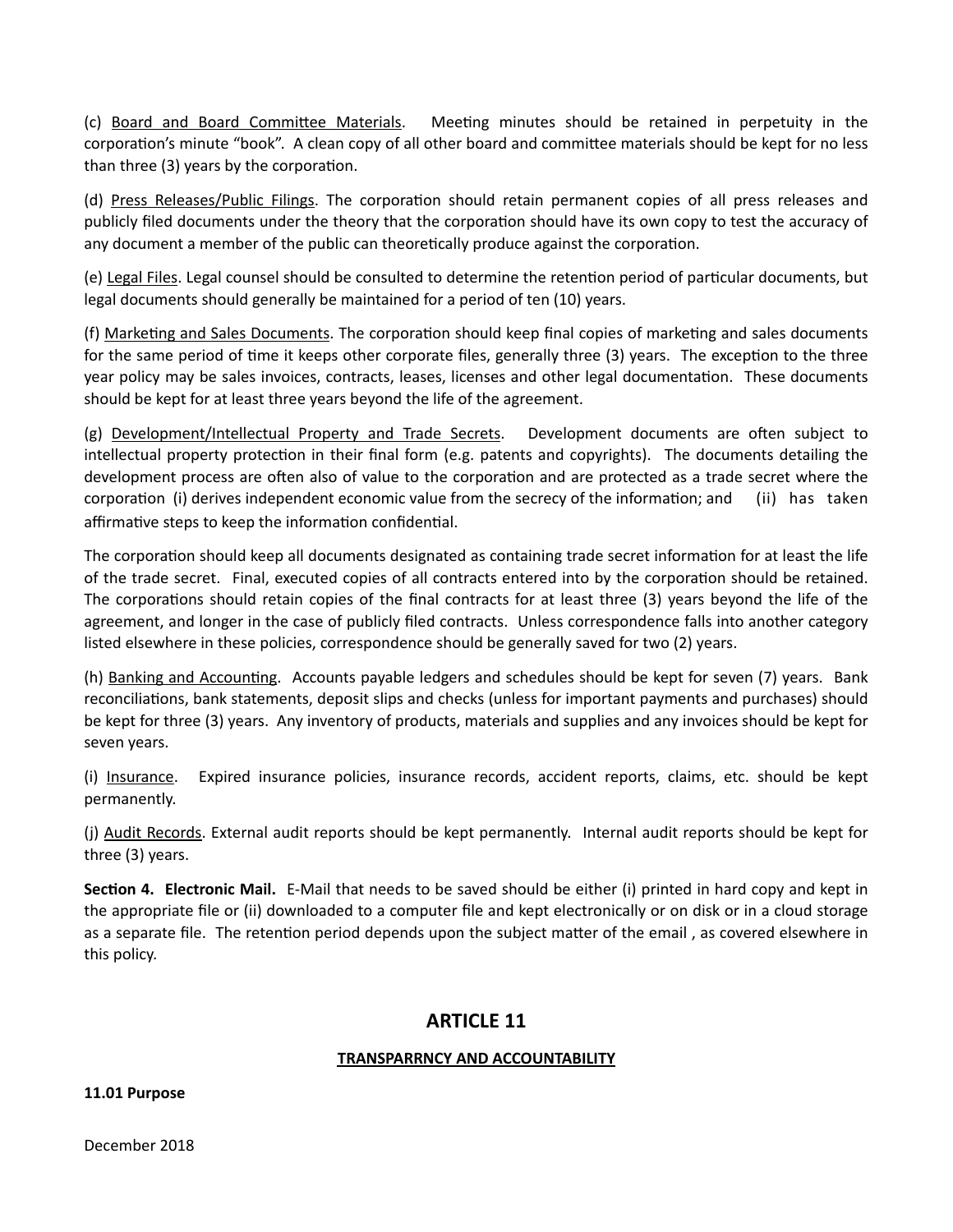(c) Board and Board Committee Materials. Meeting minutes should be retained in perpetuity in the corporation's minute "book". A clean copy of all other board and committee materials should be kept for no less than three (3) years by the corporation.

(d) Press Releases/Public Filings. The corporation should retain permanent copies of all press releases and publicly filed documents under the theory that the corporation should have its own copy to test the accuracy of any document a member of the public can theoretically produce against the corporation.

(e) Legal Files. Legal counsel should be consulted to determine the retention period of particular documents, but legal documents should generally be maintained for a period of ten (10) years.

(f) Marketing and Sales Documents. The corporation should keep final copies of marketing and sales documents for the same period of time it keeps other corporate files, generally three (3) years. The exception to the three year policy may be sales invoices, contracts, leases, licenses and other legal documentation. These documents should be kept for at least three years beyond the life of the agreement.

(g) Development/Intellectual Property and Trade Secrets. Development documents are often subject to intellectual property protection in their final form (e.g. patents and copyrights). The documents detailing the development process are often also of value to the corporation and are protected as a trade secret where the corporation (i) derives independent economic value from the secrecy of the information; and (ii) has taken affirmative steps to keep the information confidential.

The corporation should keep all documents designated as containing trade secret information for at least the life of the trade secret. Final, executed copies of all contracts entered into by the corporation should be retained. The corporations should retain copies of the final contracts for at least three (3) years beyond the life of the agreement, and longer in the case of publicly filed contracts. Unless correspondence falls into another category listed elsewhere in these policies, correspondence should be generally saved for two (2) years.

(h) Banking and Accounting. Accounts payable ledgers and schedules should be kept for seven (7) years. Bank reconciliations, bank statements, deposit slips and checks (unless for important payments and purchases) should be kept for three (3) years. Any inventory of products, materials and supplies and any invoices should be kept for seven years.

(i) Insurance. Expired insurance policies, insurance records, accident reports, claims, etc. should be kept permanently.

(j) Audit Records. External audit reports should be kept permanently. Internal audit reports should be kept for three (3) years.

**Section 4. Electronic Mail.** E-Mail that needs to be saved should be either (i) printed in hard copy and kept in the appropriate file or (ii) downloaded to a computer file and kept electronically or on disk or in a cloud storage as a separate file. The retention period depends upon the subject matter of the email , as covered elsewhere in this policy.

## ARTICLE 11

### TRANSPARRNCY AND ACCOUNTABILITY

**11.01 Purpose**

December 2018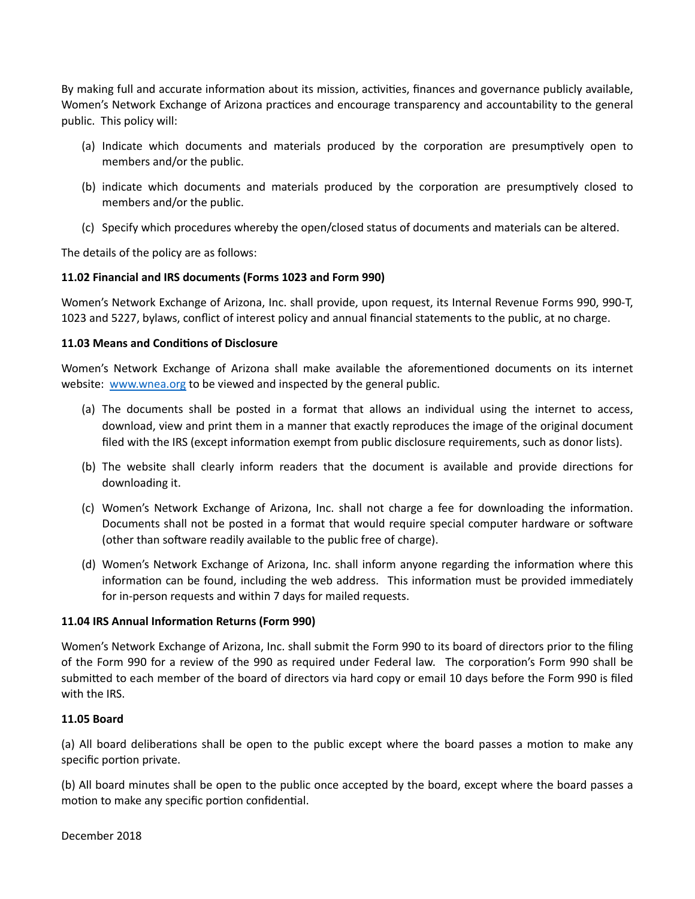By making full and accurate information about its mission, activities, finances and governance publicly available, Women's Network Exchange of Arizona practices and encourage transparency and accountability to the general public. This policy will:

(a) Indicate which documents and materials produced by the corporation are presumptively open to members and/or the public.

(b) indicate which documents and materials produced by the corporation are presumptively closed to members and/or the public.

(c) Specify which procedures whereby the open/closed status of documents and materials can be altered.

The details of the policy are as follows:

**11.02 Financial and IRS documents (Forms 1023 and Form 990)**

Women's Network Exchange of Arizona, Inc. shall provide, upon request, its Internal Revenue Forms 990, 990-T, 1023 and 5227, bylaws, conflict of interest policy and annual financial statements to the public, at no charge.

**11.03 Means and Conditions of Disclosure**

Women's Network Exchange of Arizona shall make available the aforementioned documents on its internet website: [www.wnea.org](www.wnea.org) to be viewed and inspected by the general public.

(a) The documents shall be posted in a format that allows an individual using the internet to access, download, view and print them in a manner that exactly reproduces the image of the original document filed with the IRS (except information exempt from public disclosure requirements, such as donor lists).

(b) The website shall clearly inform readers that the document is available and provide directions for downloading it.

(c) Women's Network Exchange of Arizona, Inc. shall not charge a fee for downloading the information. Documents shall not be posted in a format that would require special computer hardware or software (other than software readily available to the public free of charge).

(d) Women's Network Exchange of Arizona, Inc. shall inform anyone regarding the information where this information can be found, including the web address. This information must be provided immediately for in-person requests and within 7 days for mailed requests.

**11.04 IRS Annual Information Returns (Form 990)**

Women's Network Exchange of Arizona, Inc. shall submit the Form 990 to its board of directors prior to the filing of the Form 990 for a review of the 990 as required under Federal law. The corporation's Form 990 shall be submitted to each member of the board of directors via hard copy or email 10 days before the Form 990 is filed with the IRS.

**11.05 Board**

(a) All board deliberations shall be open to the public except where the board passes a motion to make any specific portion private.

(b) All board minutes shall be open to the public once accepted by the board, except where the board passes a motion to make any specific portion confidential.

December 2018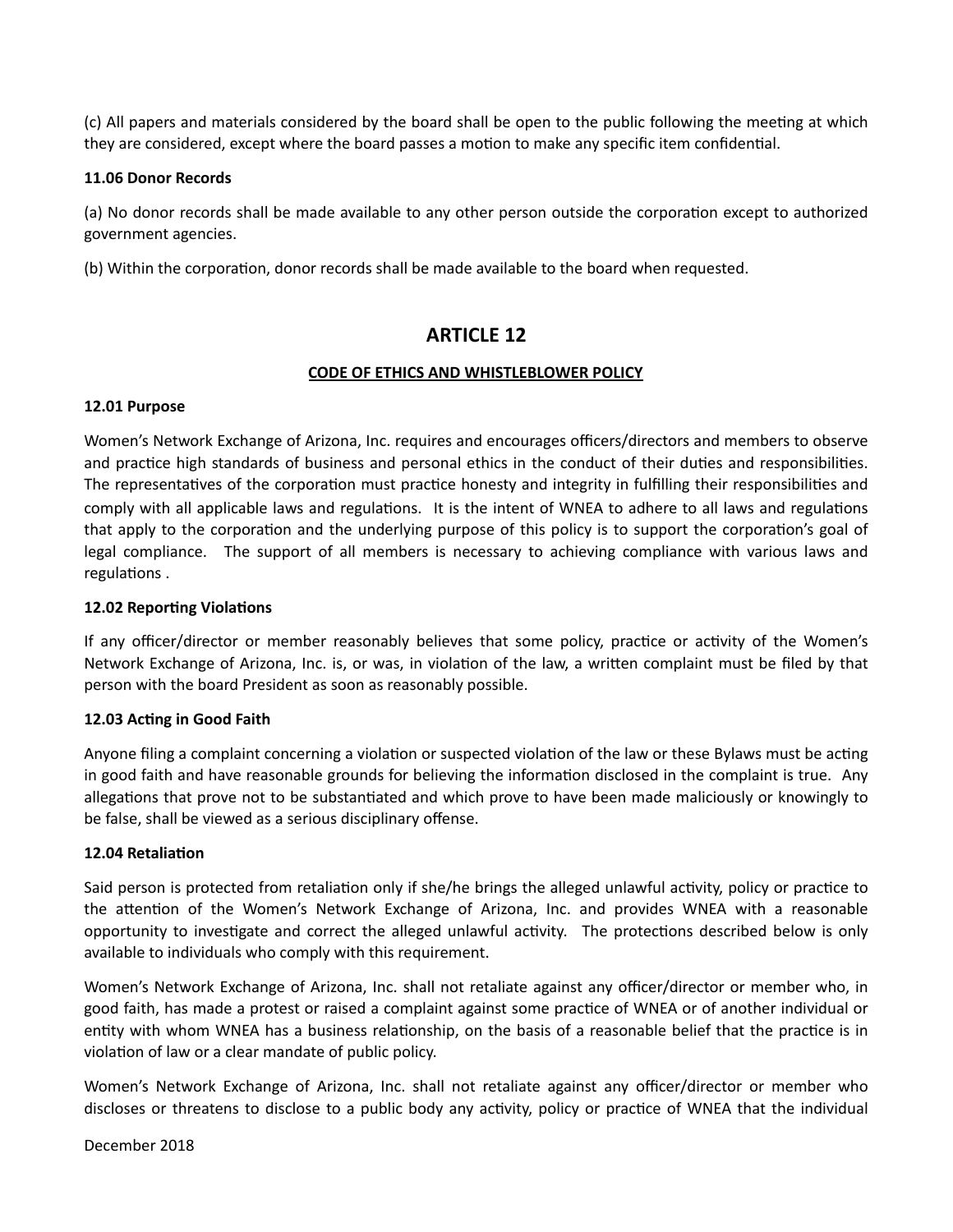(c) All papers and materials considered by the board shall be open to the public following the meeting at which they are considered, except where the board passes a motion to make any specific item confidential.

**11.06 Donor Records**

(a) No donor records shall be made available to any other person outside the corporation except to authorized government agencies.

(b) Within the corporation, donor records shall be made available to the board when requested.

## ARTICLE 12

**CODE OF ETHICS AND WHISTLEBLOWER POLICY**

**12.01 Purpose**

Women's Network Exchange of Arizona, Inc. requires and encourages officers/directors and members to observe and practice high standards of business and personal ethics in the conduct of their duties and responsibilities. The representatives of the corporation must practice honesty and integrity in fulfilling their responsibilities and comply with all applicable laws and regulations. It is the intent of WNEA to adhere to all laws and regulations that apply to the corporation and the underlying purpose of this policy is to support the corporation's goal of legal compliance. The support of all members is necessary to achieving compliance with various laws and regulations .

**12.02 Reporting Violations**

If any officer/director or member reasonably believes that some policy, practice or activity of the Women's Network Exchange of Arizona, Inc. is, or was, in violation of the law, a written complaint must be filed by that person with the board President as soon as reasonably possible.

**12.03 Acting in Good Faith**

Anyone filing a complaint concerning a violation or suspected violation of the law or these Bylaws must be acting in good faith and have reasonable grounds for believing the information disclosed in the complaint is true. Any allegations that prove not to be substantiated and which prove to have been made maliciously or knowingly to be false, shall be viewed as a serious disciplinary offense.

**12.04 Retaliation**

Said person is protected from retaliation only if she/he brings the alleged unlawful activity, policy or practice to the attention of the Women's Network Exchange of Arizona, Inc. and provides WNEA with a reasonable opportunity to investigate and correct the alleged unlawful activity. The protections described below is only available to individuals who comply with this requirement.

Women's Network Exchange of Arizona, Inc. shall not retaliate against any officer/director or member who, in good faith, has made a protest or raised a complaint against some practice of WNEA or of another individual or entity with whom WNEA has a business relationship, on the basis of a reasonable belief that the practice is in violation of law or a clear mandate of public policy.

Women's Network Exchange of Arizona, Inc. shall not retaliate against any officer/director or member who discloses or threatens to disclose to a public body any activity, policy or practice of WNEA that the individual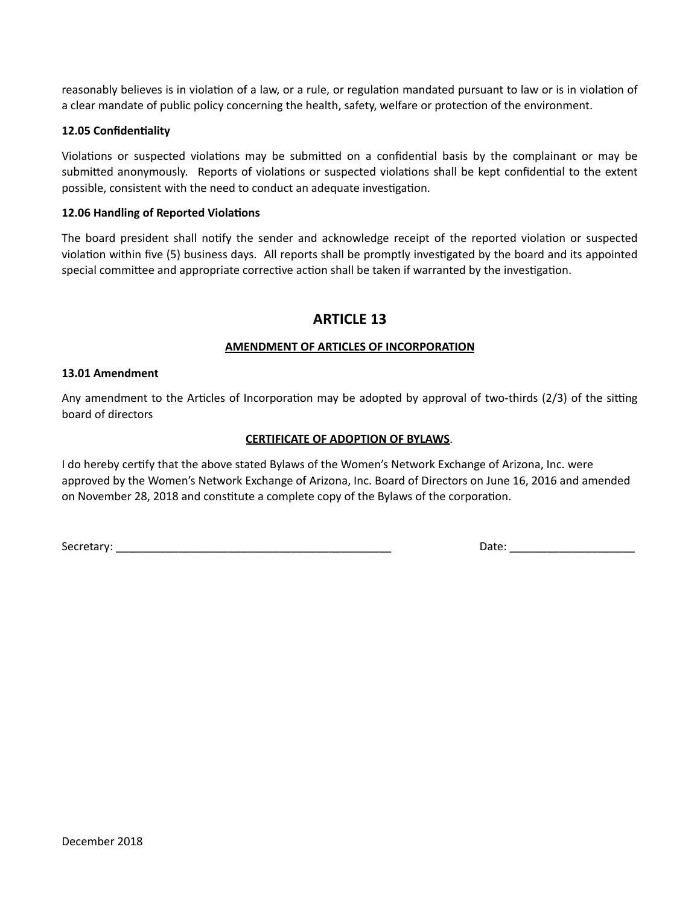reasonably believes is in violation of a law, or a rule, or regulation mandated pursuant to law or is in violation of a clear mandate of public policy concerning the health, safety, welfare or protection of the environment.

**12.05 Confidentiality**

Violations or suspected violations may be submitted on a confidential basis by the complainant or may be submitted anonymously. Reports of violations or suspected violations shall be kept confidential to the extent possible, consistent with the need to conduct an adequate investigation.

**12.06 Handling of Reported Violations**

The board president shall notify the sender and acknowledge receipt of the reported violation or suspected violation within five (5) business days. All reports shall be promptly investigated by the board and its appointed special committee and appropriate corrective action shall be taken if warranted by the investigation.

## ARTICLE 13

**AMENDMENT OF ARTICLES OF INCORPORATION**

**13.01 Amendment**

Any amendment to the Articles of Incorporation may be adopted by approval of two-thirds (2/3) of the sitting board of directors

**CERTIFICATE OF ADOPTION OF BYLAWS**.

I do hereby certify that the above stated Bylaws of the Women's Network Exchange of Arizona, Inc. were approved by the Women's Network Exchange of Arizona, Inc. Board of Directors on June 16, 2016 and amended on November 28, 2018 and constitute a complete copy of the Bylaws of the corporation.

Secretary: _______________________________________________ Date: ____________________

December 2018